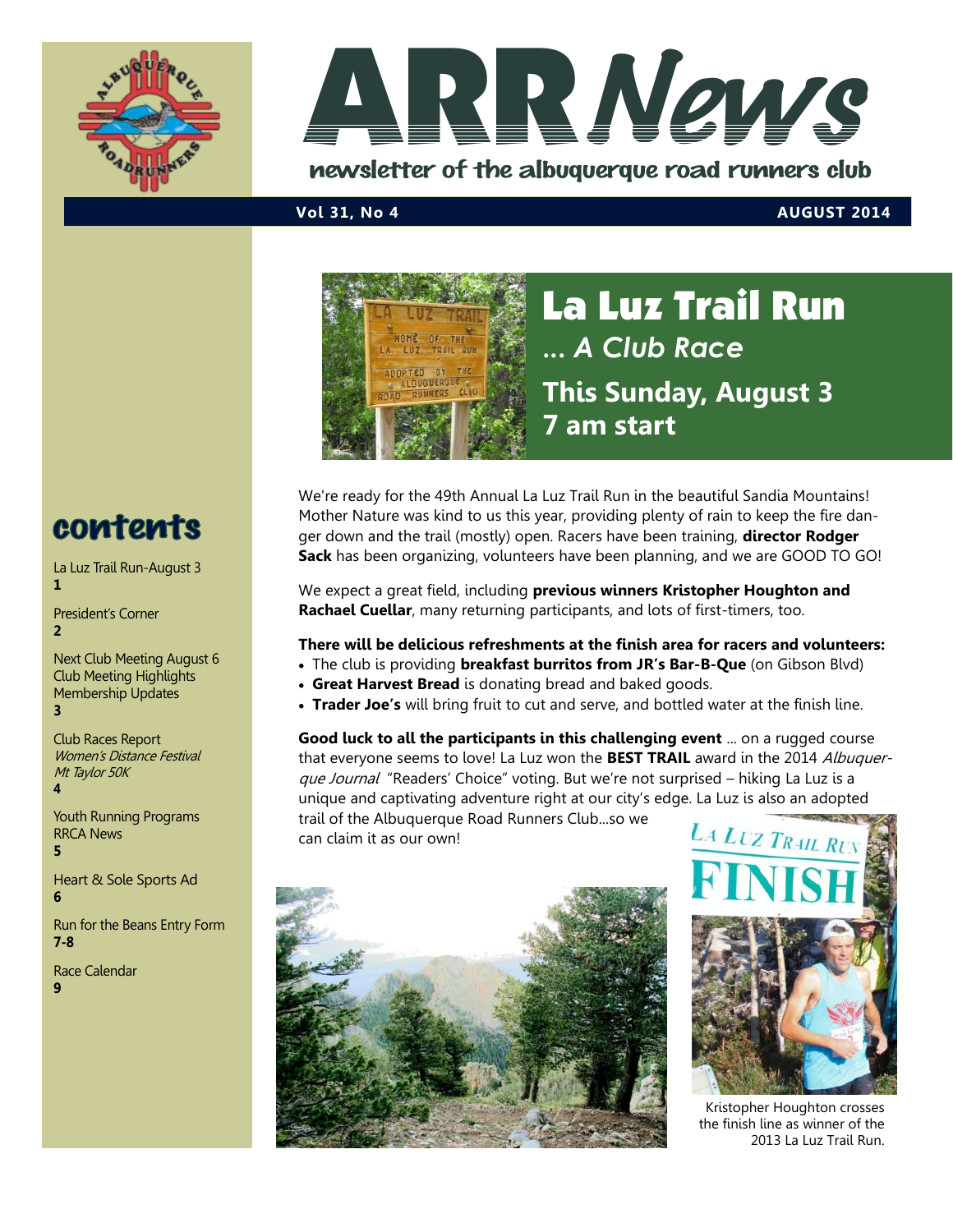# ARR News

newsletter of the albuquerque road runners club

**Vol 31, No 4** — **AUGUST 2014**

## contents

La Luz Trail Run-August 3
**1**

President's Corner
**2**

Next Club Meeting August 6
Club Meeting Highlights
Membership Updates
**3**

Club Races Report
*Women's Distance Festival*
*Mt Taylor 50K*
**4**

Youth Running Programs
RRCA News
**5**

Heart & Sole Sports Ad
**6**

Run for the Beans Entry Form
**7-8**

Race Calendar
**9**

# La Luz Trail Run

## *... A Club Race*

## This Sunday, August 3
## 7 am start

We're ready for the 49th Annual La Luz Trail Run in the beautiful Sandia Mountains! Mother Nature was kind to us this year, providing plenty of rain to keep the fire danger down and the trail (mostly) open. Racers have been training, **director Rodger Sack** has been organizing, volunteers have been planning, and we are GOOD TO GO!

We expect a great field, including **previous winners Kristopher Houghton and Rachael Cuellar**, many returning participants, and lots of first-timers, too.

**There will be delicious refreshments at the finish area for racers and volunteers:**

- The club is providing **breakfast burritos from JR's Bar-B-Que** (on Gibson Blvd)
- **Great Harvest Bread** is donating bread and baked goods.
- **Trader Joe's** will bring fruit to cut and serve, and bottled water at the finish line.

**Good luck to all the participants in this challenging event** ... on a rugged course that everyone seems to love! La Luz won the **BEST TRAIL** award in the 2014 *Albuquerque Journal* "Readers' Choice" voting. But we're not surprised – hiking La Luz is a unique and captivating adventure right at our city's edge. La Luz is also an adopted trail of the Albuquerque Road Runners Club...so we can claim it as our own!

Kristopher Houghton crosses the finish line as winner of the 2013 La Luz Trail Run.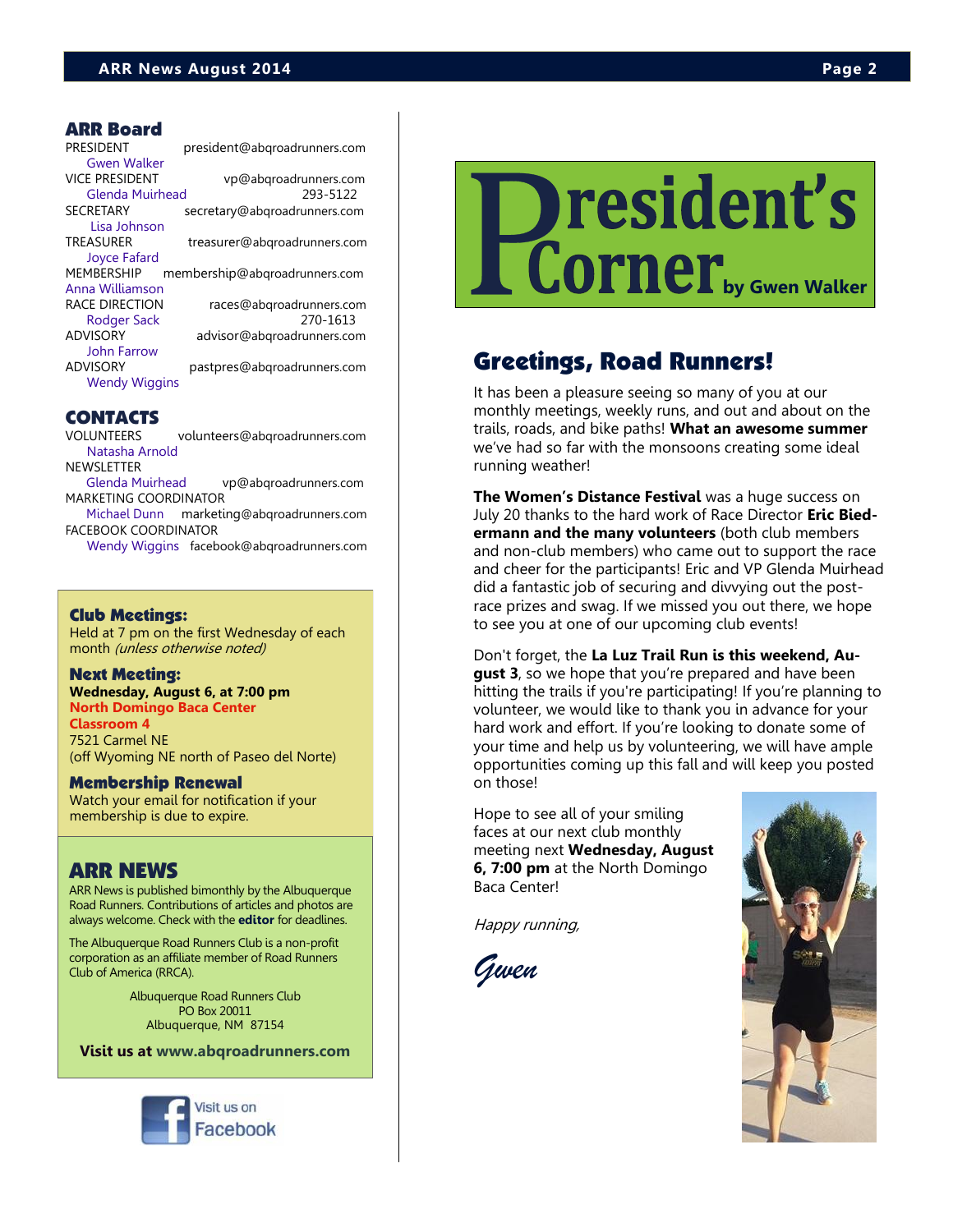## ARR Board

PRESIDENT president@abqroadrunners.com
Gwen Walker

VICE PRESIDENT vp@abqroadrunners.com
Glenda Muirhead 293-5122

SECRETARY secretary@abqroadrunners.com
Lisa Johnson

TREASURER treasurer@abqroadrunners.com
Joyce Fafard

MEMBERSHIP membership@abqroadrunners.com
Anna Williamson

RACE DIRECTION races@abqroadrunners.com
Rodger Sack 270-1613

ADVISORY advisor@abqroadrunners.com
John Farrow

ADVISORY pastpres@abqroadrunners.com
Wendy Wiggins

## CONTACTS

VOLUNTEERS volunteers@abqroadrunners.com
Natasha Arnold

NEWSLETTER
Glenda Muirhead vp@abqroadrunners.com

MARKETING COORDINATOR
Michael Dunn marketing@abqroadrunners.com

FACEBOOK COORDINATOR
Wendy Wiggins facebook@abqroadrunners.com

### Club Meetings:

Held at 7 pm on the first Wednesday of each month *(unless otherwise noted)*

### Next Meeting:

**Wednesday, August 6, at 7:00 pm**
**North Domingo Baca Center**
**Classroom 4**
7521 Carmel NE
(off Wyoming NE north of Paseo del Norte)

### Membership Renewal

Watch your email for notification if your membership is due to expire.

## ARR NEWS

ARR News is published bimonthly by the Albuquerque Road Runners. Contributions of articles and photos are always welcome. Check with the **editor** for deadlines.

The Albuquerque Road Runners Club is a non-profit corporation as an affiliate member of Road Runners Club of America (RRCA).

Albuquerque Road Runners Club
PO Box 20011
Albuquerque, NM 87154

**Visit us at www.abqroadrunners.com**

Visit us on Facebook

# President's Corner by Gwen Walker

## Greetings, Road Runners!

It has been a pleasure seeing so many of you at our monthly meetings, weekly runs, and out and about on the trails, roads, and bike paths! **What an awesome summer** we've had so far with the monsoons creating some ideal running weather!

**The Women's Distance Festival** was a huge success on July 20 thanks to the hard work of Race Director **Eric Biedermann and the many volunteers** (both club members and non-club members) who came out to support the race and cheer for the participants! Eric and VP Glenda Muirhead did a fantastic job of securing and divvying out the post-race prizes and swag. If we missed you out there, we hope to see you at one of our upcoming club events!

Don't forget, the **La Luz Trail Run is this weekend, August 3**, so we hope that you're prepared and have been hitting the trails if you're participating! If you're planning to volunteer, we would like to thank you in advance for your hard work and effort. If you're looking to donate some of your time and help us by volunteering, we will have ample opportunities coming up this fall and will keep you posted on those!

Hope to see all of your smiling faces at our next club monthly meeting next **Wednesday, August 6, 7:00 pm** at the North Domingo Baca Center!

*Happy running,*

*Gwen*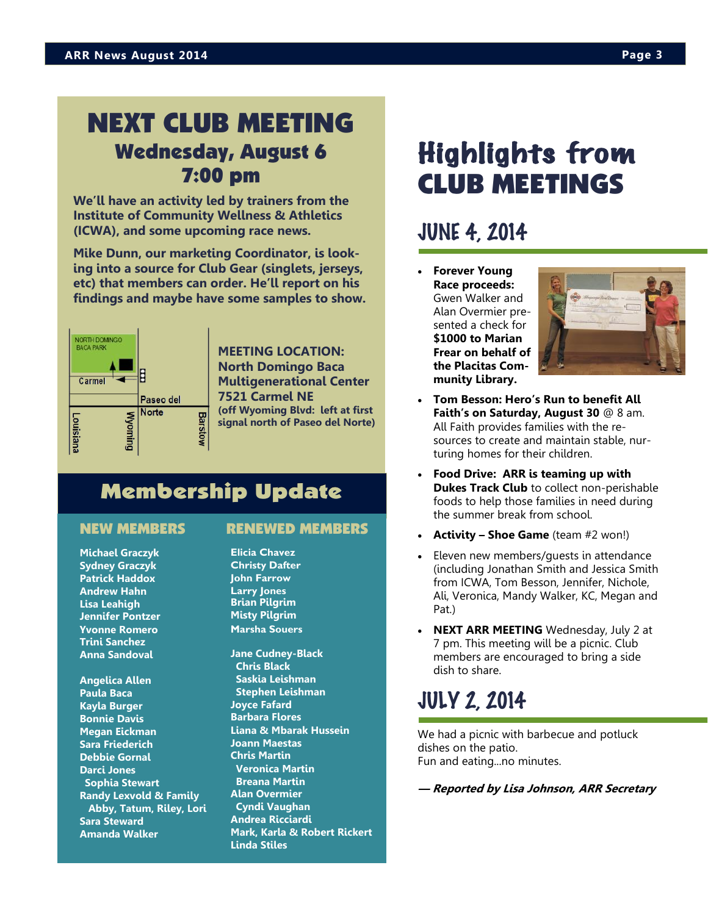# NEXT CLUB MEETING

## Wednesday, August 6
## 7:00 pm

**We'll have an activity led by trainers from the Institute of Community Wellness & Athletics (ICWA), and some upcoming race news.**

**Mike Dunn, our marketing Coordinator, is looking into a source for Club Gear (singlets, jerseys, etc) that members can order. He'll report on his findings and maybe have some samples to show.**

NORTH DOMINGO BACA PARK
Carmel
Paseo del Norte
Louisiana
Wyoming
Barstow

**MEETING LOCATION:**
**North Domingo Baca Multigenerational Center**
**7521 Carmel NE**
**(off Wyoming Blvd: left at first signal north of Paseo del Norte)**

## Membership Update

### NEW MEMBERS

Michael Graczyk
Sydney Graczyk
Patrick Haddox
Andrew Hahn
Lisa Leahigh
Jennifer Pontzer
Yvonne Romero
Trini Sanchez
Anna Sandoval

Angelica Allen
Paula Baca
Kayla Burger
Bonnie Davis
Megan Eickman
Sara Friederich
Debbie Gornal
Darci Jones
Sophia Stewart
Randy Lexvold & Family
Abby, Tatum, Riley, Lori
Sara Steward
Amanda Walker

### RENEWED MEMBERS

Elicia Chavez
Christy Dafter
John Farrow
Larry Jones
Brian Pilgrim
Misty Pilgrim
Marsha Souers

Jane Cudney-Black
Chris Black
Saskia Leishman
Stephen Leishman
Joyce Fafard
Barbara Flores
Liana & Mbarak Hussein
Joann Maestas
Chris Martin
Veronica Martin
Breana Martin
Alan Overmier
Cyndi Vaughan
Andrea Ricciardi
Mark, Karla & Robert Rickert
Linda Stiles

# Highlights from CLUB MEETINGS

## JUNE 4, 2014

- **Forever Young Race proceeds:** Gwen Walker and Alan Overmier presented a check for **$1000 to Marian Frear on behalf of the Placitas Community Library.**
- **Tom Besson: Hero's Run to benefit All Faith's on Saturday, August 30** @ 8 am. All Faith provides families with the resources to create and maintain stable, nurturing homes for their children.
- **Food Drive: ARR is teaming up with Dukes Track Club** to collect non-perishable foods to help those families in need during the summer break from school.
- **Activity – Shoe Game** (team #2 won!)
- Eleven new members/guests in attendance (including Jonathan Smith and Jessica Smith from ICWA, Tom Besson, Jennifer, Nichole, Ali, Veronica, Mandy Walker, KC, Megan and Pat.)
- **NEXT ARR MEETING** Wednesday, July 2 at 7 pm. This meeting will be a picnic. Club members are encouraged to bring a side dish to share.

## JULY 2, 2014

We had a picnic with barbecue and potluck dishes on the patio.
Fun and eating...no minutes.

***— Reported by Lisa Johnson, ARR Secretary***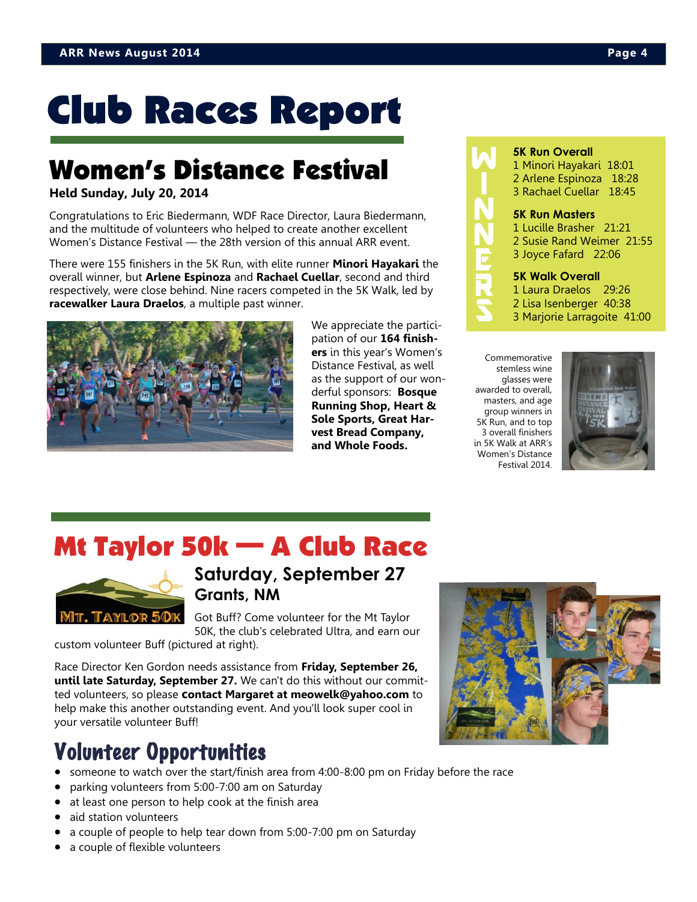# Club Races Report

## Women's Distance Festival

**Held Sunday, July 20, 2014**

Congratulations to Eric Biedermann, WDF Race Director, Laura Biedermann, and the multitude of volunteers who helped to create another excellent Women's Distance Festival — the 28th version of this annual ARR event.

There were 155 finishers in the 5K Run, with elite runner **Minori Hayakari** the overall winner, but **Arlene Espinoza** and **Rachael Cuellar**, second and third respectively, were close behind. Nine racers competed in the 5K Walk, led by **racewalker Laura Draelos**, a multiple past winner.

We appreciate the participation of our **164 finishers** in this year's Women's Distance Festival, as well as the support of our wonderful sponsors: **Bosque Running Shop, Heart & Sole Sports, Great Harvest Bread Company, and Whole Foods.**

### WINNERS

**5K Run Overall**
1 Minori Hayakari 18:01
2 Arlene Espinoza 18:28
3 Rachael Cuellar 18:45

**5K Run Masters**
1 Lucille Brasher 21:21
2 Susie Rand Weimer 21:55
3 Joyce Fafard 22:06

**5K Walk Overall**
1 Laura Draelos 29:26
2 Lisa Isenberger 40:38
3 Marjorie Larragoite 41:00

Commemorative stemless wine glasses were awarded to overall, masters, and age group winners in 5K Run, and to top 3 overall finishers in 5K Walk at ARR's Women's Distance Festival 2014.

## Mt Taylor 50k — A Club Race

### Saturday, September 27
### Grants, NM

Got Buff? Come volunteer for the Mt Taylor 50K, the club's celebrated Ultra, and earn our custom volunteer Buff (pictured at right).

Race Director Ken Gordon needs assistance from **Friday, September 26, until late Saturday, September 27.** We can't do this without our committed volunteers, so please **contact Margaret at meowelk@yahoo.com** to help make this another outstanding event. And you'll look super cool in your versatile volunteer Buff!

### Volunteer Opportunities

- someone to watch over the start/finish area from 4:00-8:00 pm on Friday before the race
- parking volunteers from 5:00-7:00 am on Saturday
- at least one person to help cook at the finish area
- aid station volunteers
- a couple of people to help tear down from 5:00-7:00 pm on Saturday
- a couple of flexible volunteers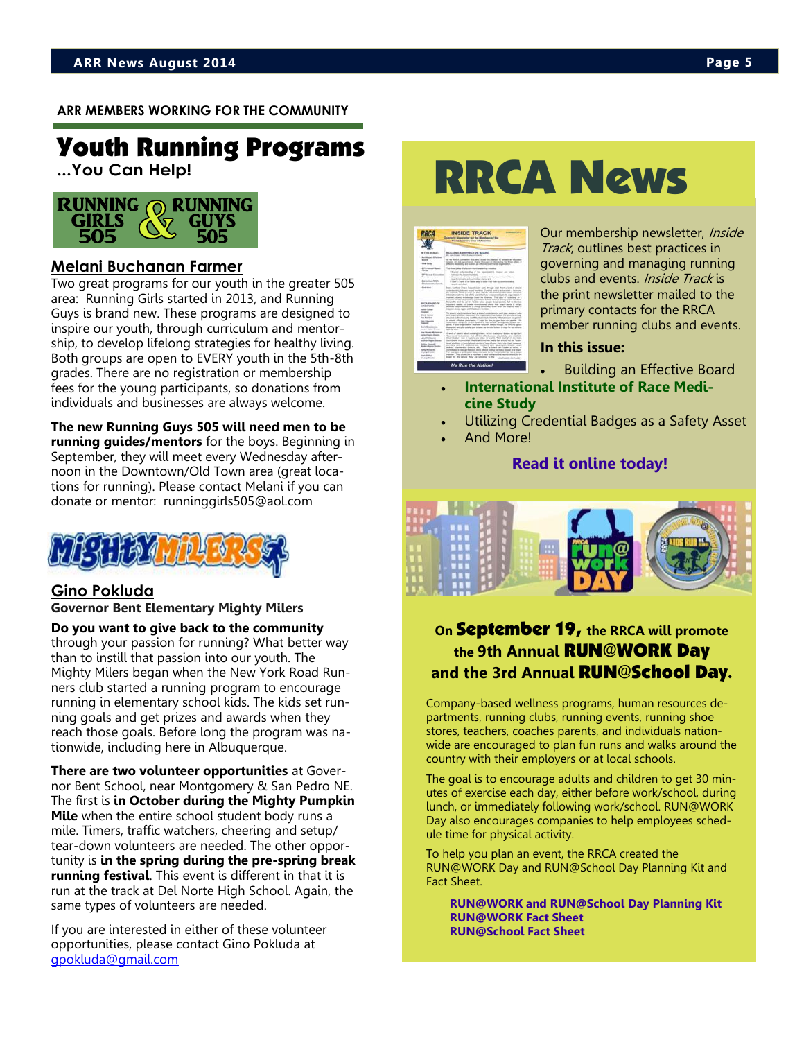ARR MEMBERS WORKING FOR THE COMMUNITY

# Youth Running Programs

**...You Can Help!**

RUNNING GIRLS 505 & RUNNING GUYS 505

## Melani Buchanan Farmer

Two great programs for our youth in the greater 505 area: Running Girls started in 2013, and Running Guys is brand new. These programs are designed to inspire our youth, through curriculum and mentorship, to develop lifelong strategies for healthy living. Both groups are open to EVERY youth in the 5th-8th grades. There are no registration or membership fees for the young participants, so donations from individuals and businesses are always welcome.

**The new Running Guys 505 will need men to be running guides/mentors** for the boys. Beginning in September, they will meet every Wednesday afternoon in the Downtown/Old Town area (great locations for running). Please contact Melani if you can donate or mentor: runninggirls505@aol.com

MIGHTY MILERS

## Gino Pokluda

**Governor Bent Elementary Mighty Milers**

**Do you want to give back to the community** through your passion for running? What better way than to instill that passion into our youth. The Mighty Milers began when the New York Road Runners club started a running program to encourage running in elementary school kids. The kids set running goals and get prizes and awards when they reach those goals. Before long the program was nationwide, including here in Albuquerque.

**There are two volunteer opportunities** at Governor Bent School, near Montgomery & San Pedro NE. The first is **in October during the Mighty Pumpkin Mile** when the entire school student body runs a mile. Timers, traffic watchers, cheering and setup/tear-down volunteers are needed. The other opportunity is **in the spring during the pre-spring break running festival**. This event is different in that it is run at the track at Del Norte High School. Again, the same types of volunteers are needed.

If you are interested in either of these volunteer opportunities, please contact Gino Pokluda at gpokluda@gmail.com

# RRCA News

Our membership newsletter, *Inside Track*, outlines best practices in governing and managing running clubs and events. *Inside Track* is the print newsletter mailed to the primary contacts for the RRCA member running clubs and events.

**In this issue:**

- Building an Effective Board
- **International Institute of Race Medicine Study**
- Utilizing Credential Badges as a Safety Asset
- And More!

**Read it online today!**

**On September 19, the RRCA will promote the 9th Annual RUN@WORK Day and the 3rd Annual RUN@School Day.**

Company-based wellness programs, human resources departments, running clubs, running events, running shoe stores, teachers, coaches parents, and individuals nationwide are encouraged to plan fun runs and walks around the country with their employers or at local schools.

The goal is to encourage adults and children to get 30 minutes of exercise each day, either before work/school, during lunch, or immediately following work/school. RUN@WORK Day also encourages companies to help employees schedule time for physical activity.

To help you plan an event, the RRCA created the RUN@WORK Day and RUN@School Day Planning Kit and Fact Sheet.

**RUN@WORK and RUN@School Day Planning Kit**
**RUN@WORK Fact Sheet**
**RUN@School Fact Sheet**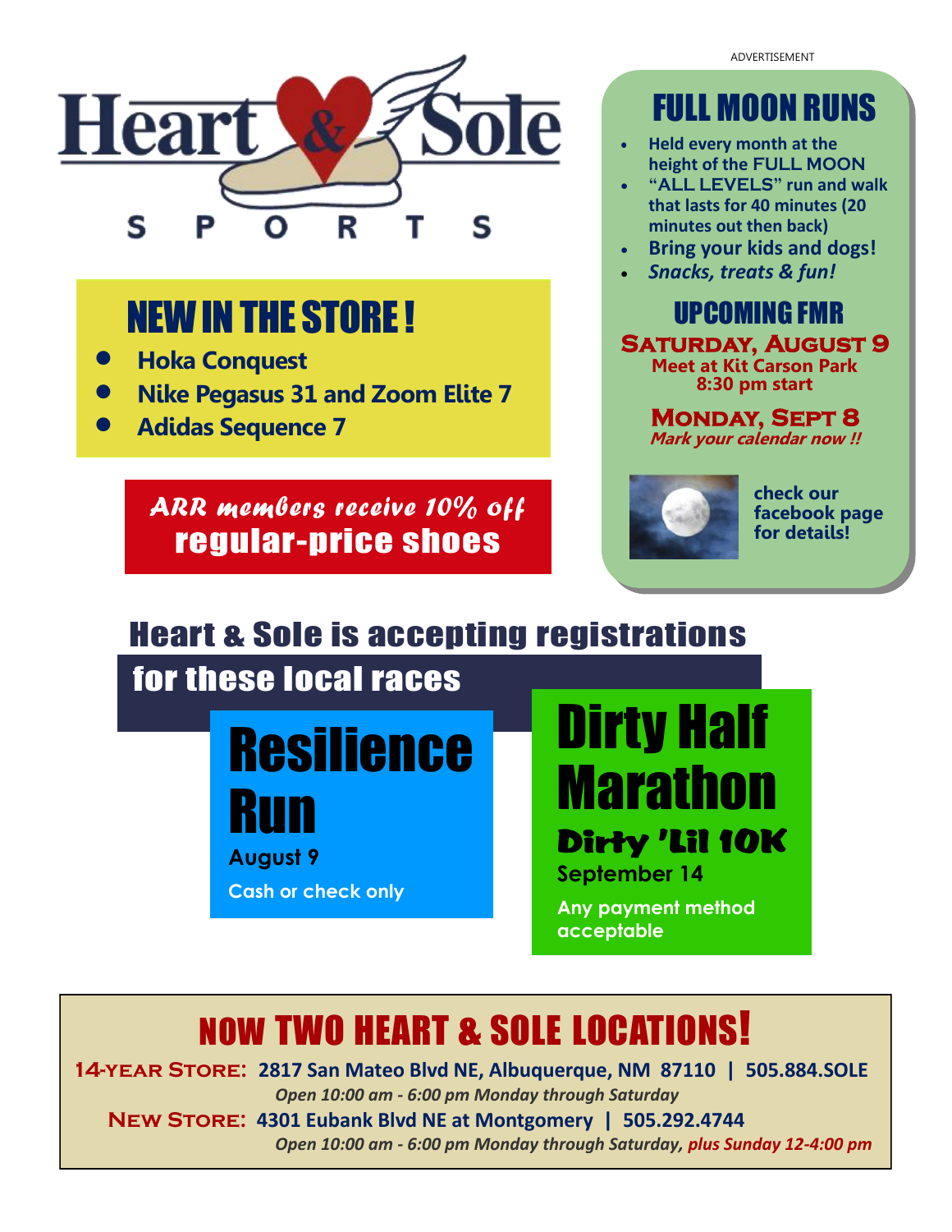ADVERTISEMENT

# Heart & Sole SPORTS

## NEW IN THE STORE !

- **Hoka Conquest**
- **Nike Pegasus 31 and Zoom Elite 7**
- **Adidas Sequence 7**

***ARR members receive 10% off***
**regular-price shoes**

## FULL MOON RUNS

- **Held every month at the height of the FULL MOON**
- **"ALL LEVELS" run and walk that lasts for 40 minutes (20 minutes out then back)**
- **Bring your kids and dogs!**
- ***Snacks, treats & fun!***

### UPCOMING FMR

**SATURDAY, AUGUST 9**
**Meet at Kit Carson Park**
**8:30 pm start**

**MONDAY, SEPT 8**
***Mark your calendar now !!***

**check our facebook page for details!**

## Heart & Sole is accepting registrations for these local races

### Resilience Run

**August 9**

**Cash or check only**

### Dirty Half Marathon

**Dirty 'Lil 10K**

**September 14**

**Any payment method acceptable**

## NOW TWO HEART & SOLE LOCATIONS!

**14-YEAR STORE: 2817 San Mateo Blvd NE, Albuquerque, NM 87110 | 505.884.SOLE**
*Open 10:00 am - 6:00 pm Monday through Saturday*

**NEW STORE: 4301 Eubank Blvd NE at Montgomery | 505.292.4744**
*Open 10:00 am - 6:00 pm Monday through Saturday, **plus Sunday 12-4:00 pm***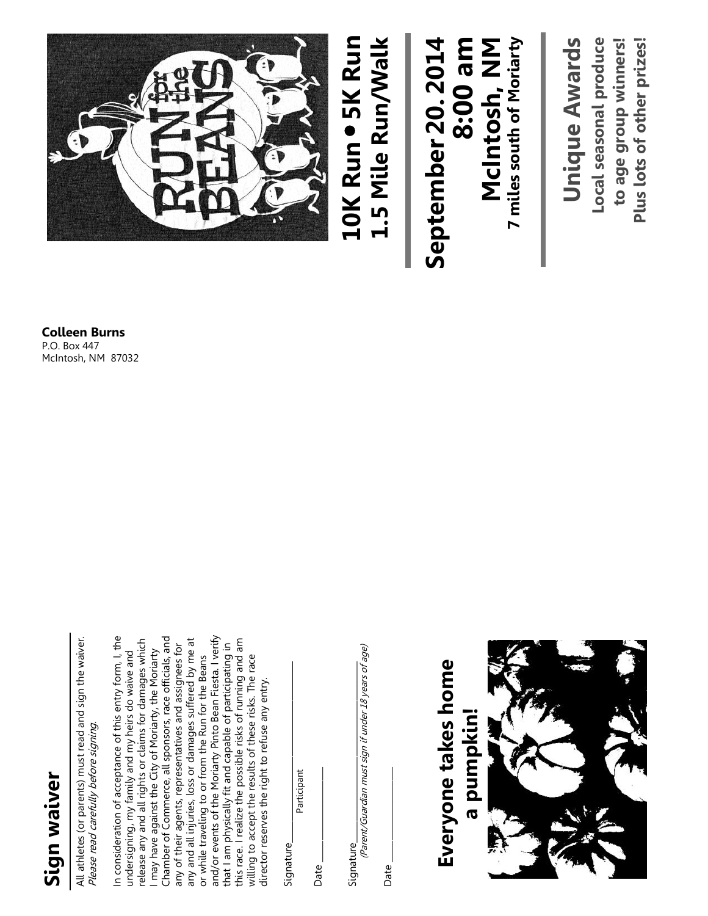## Sign waiver

All athletes (or parents) must read and sign the waiver.
*Please read carefully before signing.*

In consideration of acceptance of this entry form, I, the undersigning, my family and my heirs do waive and release any and all rights or claims for damages which I may have against the City of Moriarty, the Moriarty Chamber of Commerce, all sponsors, race officials, and any of their agents, representatives and assignees for any and all injuries, loss or damages suffered by me at or while traveling to or from the Run for the Beans and/or events of the Moriarty Pinto Bean Fiesta. I verify that I am physically fit and capable of participating in this race. I realize the possible risks of running and am willing to accept the results of these risks. The race director reserves the right to refuse any entry.

Signature_______________________________
Participant

Date ___________________

Signature_______________________________
*(Parent/Guardian must sign if under 18 years of age)*

Date ___________________

## Everyone takes home a pumpkin!

**Colleen Burns**
P.O. Box 447
McIntosh, NM 87032

RUN for the BEANS

# 10K Run • 5K Run
# 1.5 Mile Run/Walk

# September 20. 2014
# 8:00 am
# McIntosh, NM
**7 miles south of Moriarty**

## Unique Awards
**Local seasonal produce to age group winners!**
**Plus lots of other prizes!**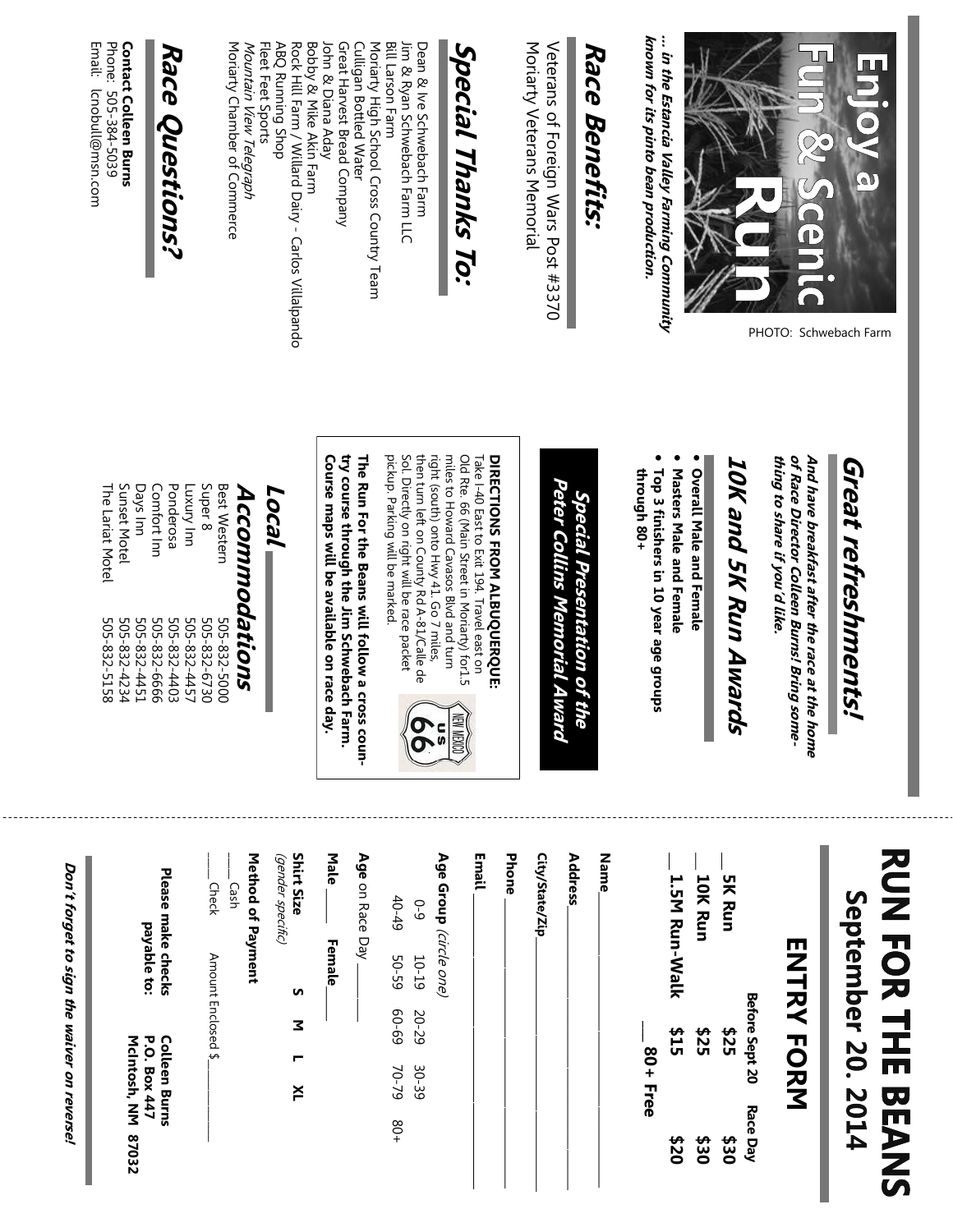# Enjoy a Fun & Scenic Run

PHOTO: Schwebach Farm

***… in the Estancia Valley Farming Community known for its pinto bean production.***

## Race Benefits:

Veterans of Foreign Wars Post #3370
Moriarty Veterans Memorial

## Special Thanks To:

Dean & Ive Schwebach Farm
Jim & Ryan Schwebach Farm LLC
Bill Larson Farm
Moriarty High School Cross Country Team
Culligan Bottled Water
Great Harvest Bread Company
John & Diana Aday
Bobby & Mike Akin Farm
Rock Hill Farm / Willard Dairy - Carlos Villalpando
ABQ Running Shop
Fleet Feet Sports
*Mountain View Telegraph*
Moriarty Chamber of Commerce

## Race Questions?

**Contact Colleen Burns**
Phone: 505-384-5039
Email: lcnobull@msn.com

## Great refreshments!

***And have breakfast after the race at the home of Race Director Colleen Burns! Bring something to share if you'd like.***

## 10K and 5K Run Awards

- **Overall Male and Female**
- **Masters Male and Female**
- **Top 3 finishers in 10 year age groups through 80+**

## Special Presentation of the Peter Collins Memorial Award

**DIRECTIONS FROM ALBUQUERQUE:** Take I-40 East to Exit 194. Travel east on Old Rte. 66 (Main Street in Moriarty) for1.5 miles to Howard Cavasos Blvd and turn right (south) onto Hwy 41. Go 7 miles, then turn left on County Rd A-81/Calle de Sol. Directly on right will be race packet pickup. Parking will be marked.

**The Run For the Beans will follow a cross country course through the Jim Schwebach Farm. Course maps will be available on race day.**

## Local Accommodations

| | |
|---|---|
| Best Western | 505-832-5000 |
| Super 8 | 505-832-6730 |
| Luxury Inn | 505-832-4457 |
| Ponderosa | 505-832-4403 |
| Comfort Inn | 505-832-6666 |
| Days Inn | 505-832-4451 |
| Sunset Motel | 505-832-4234 |
| The Lariat Motel | 505-832-5158 |

# RUN FOR THE BEANS

## September 20. 2014

## ENTRY FORM

| | Before Sept 20 | Race Day |
|---|---|---|
| __ **5K Run** | **$25** | **$30** |
| __ **10K Run** | **$25** | **$30** |
| __ **1.5M Run-Walk** | **$15** | **$20** |
| | __ **80+ Free** | |

**Name** ____________________

**Address** ____________________

**City/State/Zip** ____________________

**Phone** ____________________

**Email** ____________________

**Age Group** *(circle one)*

0-9 &nbsp; 10-19 &nbsp; 20-29 &nbsp; 30-39
40-49 &nbsp; 50-59 &nbsp; 60-69 &nbsp; 70-79 &nbsp; 80+

**Age** on Race Day ______

**Male** ____ **Female** ____

**Shirt Size** *(gender specific)* **S M L XL**

**Method of Payment**

____ Cash
____ Check &nbsp; Amount Enclosed $__________

**Please make checks payable to:** **Colleen Burns, P.O. Box 447, McIntosh, NM 87032**

***Don't forget to sign the waiver on reverse!***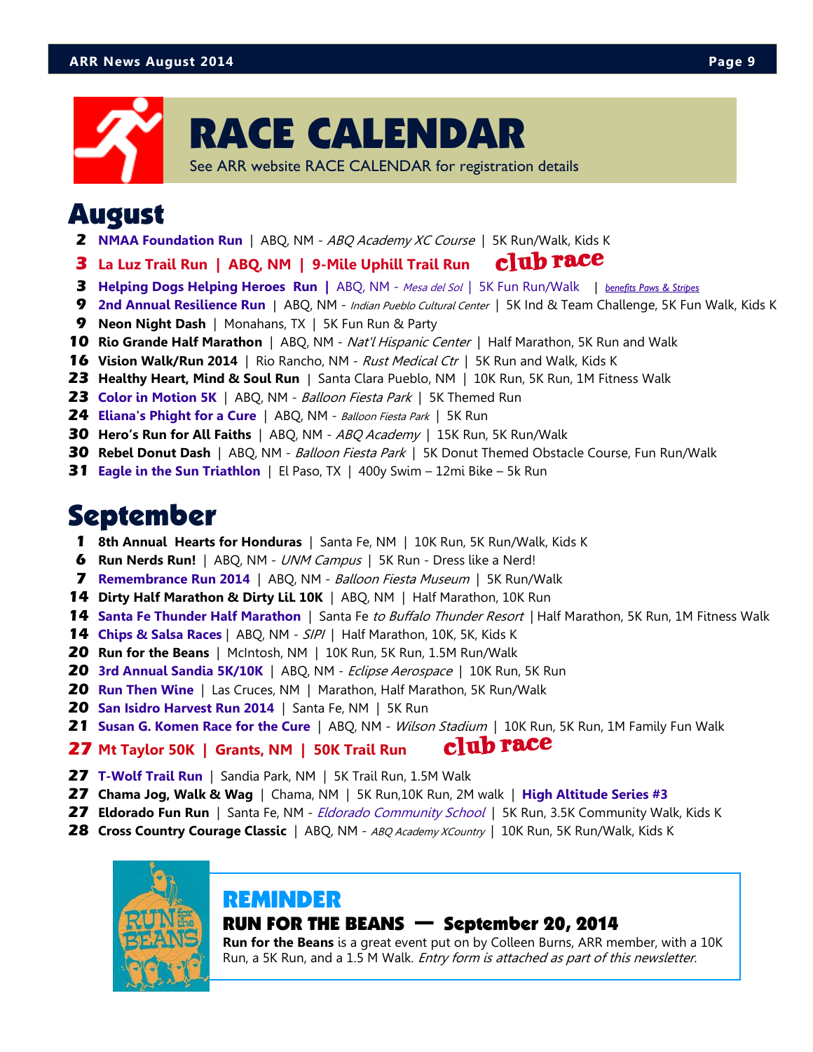# RACE CALENDAR

See ARR website RACE CALENDAR for registration details

## August

**2** **NMAA Foundation Run** | ABQ, NM - *ABQ Academy XC Course* | 5K Run/Walk, Kids K

**3** **La Luz Trail Run | ABQ, NM | 9-Mile Uphill Trail Run** club race

**3** **Helping Dogs Helping Heroes Run** | ABQ, NM - *Mesa del Sol* | 5K Fun Run/Walk | *benefits Paws & Stripes*

**9** **2nd Annual Resilience Run** | ABQ, NM - *Indian Pueblo Cultural Center* | 5K Ind & Team Challenge, 5K Fun Walk, Kids K

**9** **Neon Night Dash** | Monahans, TX | 5K Fun Run & Party

**10** **Rio Grande Half Marathon** | ABQ, NM - *Nat'l Hispanic Center* | Half Marathon, 5K Run and Walk

**16** **Vision Walk/Run 2014** | Rio Rancho, NM - *Rust Medical Ctr* | 5K Run and Walk, Kids K

**23** **Healthy Heart, Mind & Soul Run** | Santa Clara Pueblo, NM | 10K Run, 5K Run, 1M Fitness Walk

**23** **Color in Motion 5K** | ABQ, NM - *Balloon Fiesta Park* | 5K Themed Run

**24** **Eliana's Phight for a Cure** | ABQ, NM - *Balloon Fiesta Park* | 5K Run

**30** **Hero's Run for All Faiths** | ABQ, NM - *ABQ Academy* | 15K Run, 5K Run/Walk

**30** **Rebel Donut Dash** | ABQ, NM - *Balloon Fiesta Park* | 5K Donut Themed Obstacle Course, Fun Run/Walk

**31** **Eagle in the Sun Triathlon** | El Paso, TX | 400y Swim – 12mi Bike – 5k Run

## September

**1** **8th Annual Hearts for Honduras** | Santa Fe, NM | 10K Run, 5K Run/Walk, Kids K

**6** **Run Nerds Run!** | ABQ, NM - *UNM Campus* | 5K Run - Dress like a Nerd!

**7** **Remembrance Run 2014** | ABQ, NM - *Balloon Fiesta Museum* | 5K Run/Walk

**14** **Dirty Half Marathon & Dirty LiL 10K** | ABQ, NM | Half Marathon, 10K Run

**14** **Santa Fe Thunder Half Marathon** | Santa Fe *to Buffalo Thunder Resort* | Half Marathon, 5K Run, 1M Fitness Walk

**14** **Chips & Salsa Races** | ABQ, NM - *SIPI* | Half Marathon, 10K, 5K, Kids K

**20** **Run for the Beans** | McIntosh, NM | 10K Run, 5K Run, 1.5M Run/Walk

**20** **3rd Annual Sandia 5K/10K** | ABQ, NM - *Eclipse Aerospace* | 10K Run, 5K Run

**20** **Run Then Wine** | Las Cruces, NM | Marathon, Half Marathon, 5K Run/Walk

**20** **San Isidro Harvest Run 2014** | Santa Fe, NM | 5K Run

**21** **Susan G. Komen Race for the Cure** | ABQ, NM - *Wilson Stadium* | 10K Run, 5K Run, 1M Family Fun Walk

**27** **Mt Taylor 50K | Grants, NM | 50K Trail Run** club race

**27** **T-Wolf Trail Run** | Sandia Park, NM | 5K Trail Run, 1.5M Walk

**27** **Chama Jog, Walk & Wag** | Chama, NM | 5K Run,10K Run, 2M walk | **High Altitude Series #3**

**27** **Eldorado Fun Run** | Santa Fe, NM - *Eldorado Community School* | 5K Run, 3.5K Community Walk, Kids K

**28** **Cross Country Courage Classic** | ABQ, NM - *ABQ Academy XCountry* | 10K Run, 5K Run/Walk, Kids K

## REMINDER

### RUN FOR THE BEANS — September 20, 2014

**Run for the Beans** is a great event put on by Colleen Burns, ARR member, with a 10K Run, a 5K Run, and a 1.5 M Walk. *Entry form is attached as part of this newsletter.*